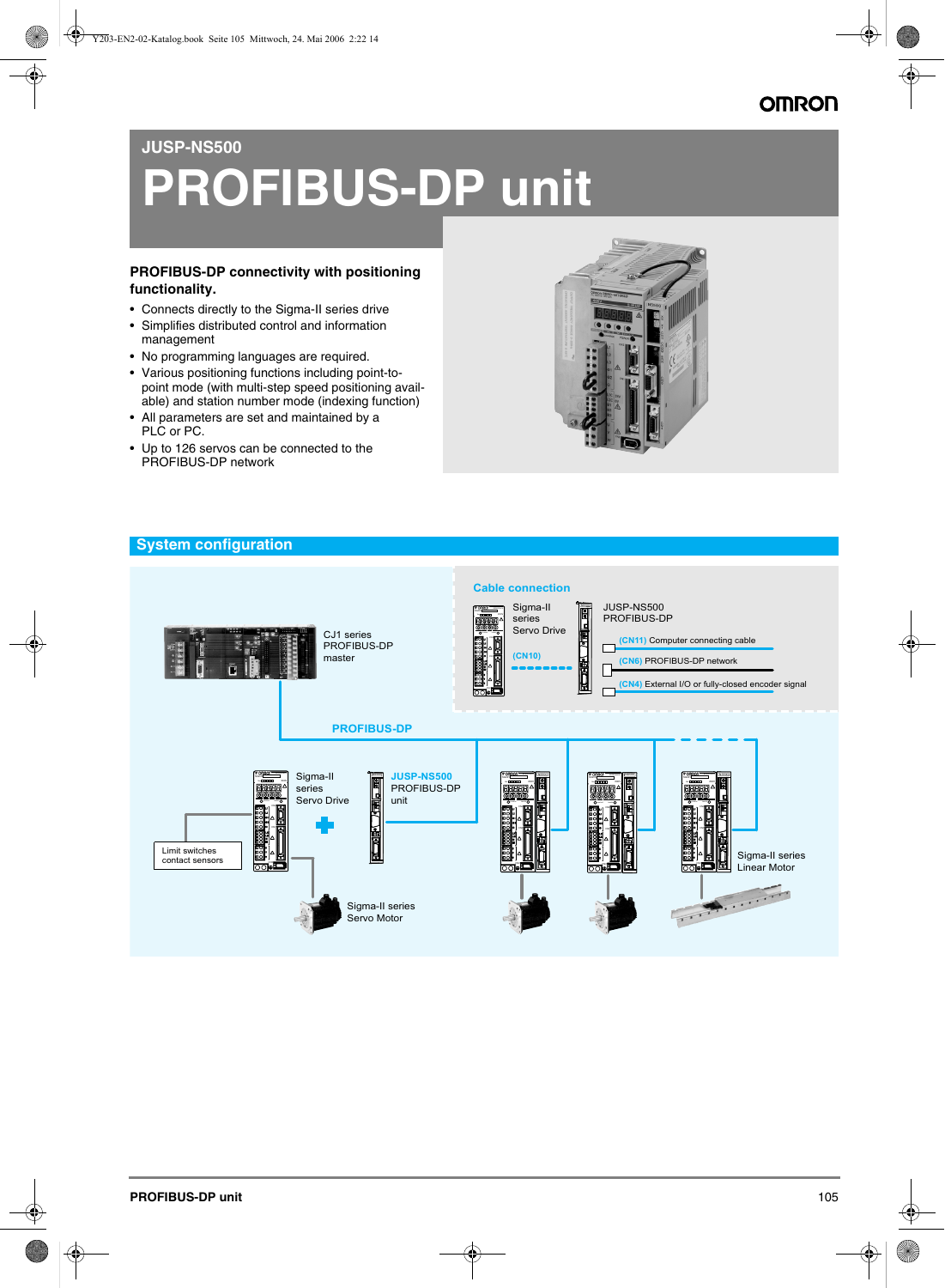# JUSP-NS500

# PROFIBUS-DP unit

**PROFIBUS-DP connectivity with positioning functionality.**

- Connects directly to the Sigma-II series drive
- Simplifies distributed control and information management
- No programming languages are required.
- Various positioning functions including point-to-point mode (with multi-step speed positioning available) and station number mode (indexing function)
- All parameters are set and maintained by a PLC or PC.
- Up to 126 servos can be connected to the PROFIBUS-DP network

## System configuration

Cable connection

Sigma-II series Servo Drive

JUSP-NS500 PROFIBUS-DP

(CN10)

(CN11) Computer connecting cable

(CN6) PROFIBUS-DP network

(CN4) External I/O or fully-closed encoder signal

CJ1 series PROFIBUS-DP master

PROFIBUS-DP

Limit switches contact sensors

Sigma-II series Servo Drive

JUSP-NS500 PROFIBUS-DP unit

Sigma-II series Servo Motor

Sigma-II series Linear Motor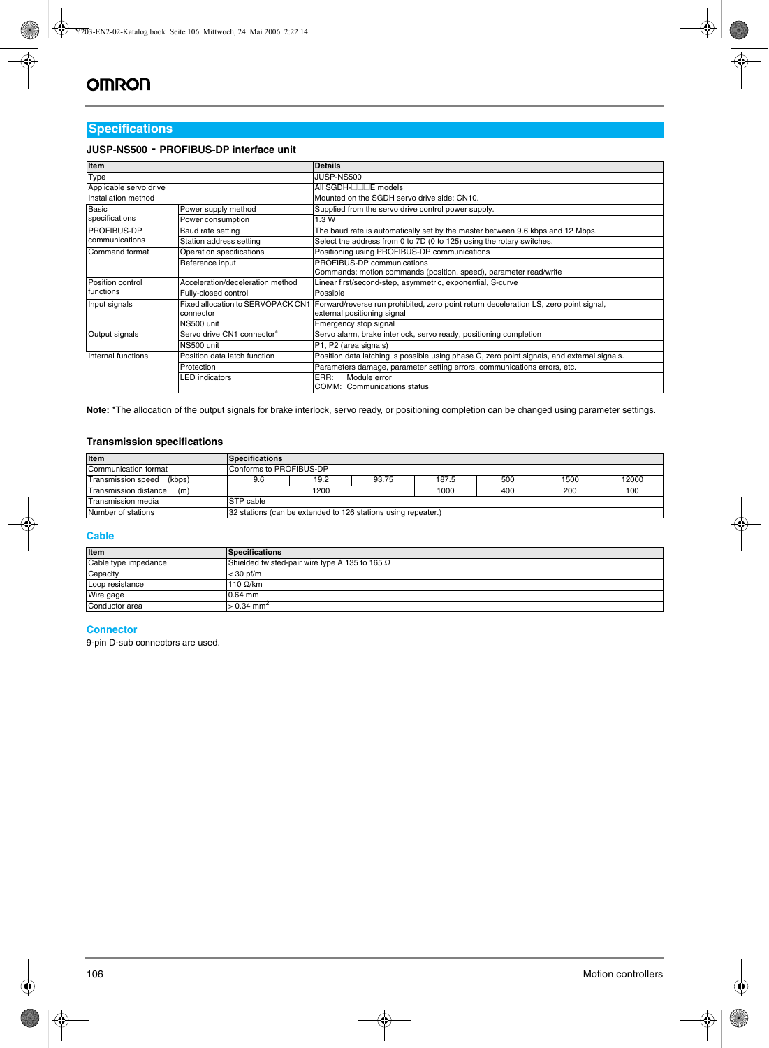## Specifications

### JUSP-NS500 - PROFIBUS-DP interface unit

| Item | | Details |
|---|---|---|
| Type | | JUSP-NS500 |
| Applicable servo drive | | All SGDH-□□□E models |
| Installation method | | Mounted on the SGDH servo drive side: CN10. |
| Basic specifications | Power supply method | Supplied from the servo drive control power supply. |
| | Power consumption | 1.3 W |
| PROFIBUS-DP communications | Baud rate setting | The baud rate is automatically set by the master between 9.6 kbps and 12 Mbps. |
| | Station address setting | Select the address from 0 to 7D (0 to 125) using the rotary switches. |
| Command format | Operation specifications | Positioning using PROFIBUS-DP communications |
| | Reference input | PROFIBUS-DP communications<br>Commands: motion commands (position, speed), parameter read/write |
| Position control functions | Acceleration/deceleration method | Linear first/second-step, asymmetric, exponential, S-curve |
| | Fully-closed control | Possible |
| Input signals | Fixed allocation to SERVOPACK CN1 connector | Forward/reverse run prohibited, zero point return deceleration LS, zero point signal, external positioning signal |
| | NS500 unit | Emergency stop signal |
| Output signals | Servo drive CN1 connector* | Servo alarm, brake interlock, servo ready, positioning completion |
| | NS500 unit | P1, P2 (area signals) |
| Internal functions | Position data latch function | Position data latching is possible using phase C, zero point signals, and external signals. |
| | Protection | Parameters damage, parameter setting errors, communications errors, etc. |
| | LED indicators | ERR: Module error<br>COMM: Communications status |

**Note:** *The allocation of the output signals for brake interlock, servo ready, or positioning completion can be changed using parameter settings.

### Transmission specifications

| Item | Specifications | | | | | | |
|---|---|---|---|---|---|---|---|
| Communication format | Conforms to PROFIBUS-DP | | | | | | |
| Transmission speed (kbps) | 9.6 | 19.2 | 93.75 | 187.5 | 500 | 1500 | 12000 |
| Transmission distance (m) | 1200 | | | 1000 | 400 | 200 | 100 |
| Transmission media | STP cable | | | | | | |
| Number of stations | 32 stations (can be extended to 126 stations using repeater.) | | | | | | |

### Cable

| Item | Specifications |
|---|---|
| Cable type impedance | Shielded twisted-pair wire type A 135 to 165 Ω |
| Capacity | < 30 pf/m |
| Loop resistance | 110 Ω/km |
| Wire gage | 0.64 mm |
| Conductor area | > 0.34 $mm^2$ |

### Connector

9-pin D-sub connectors are used.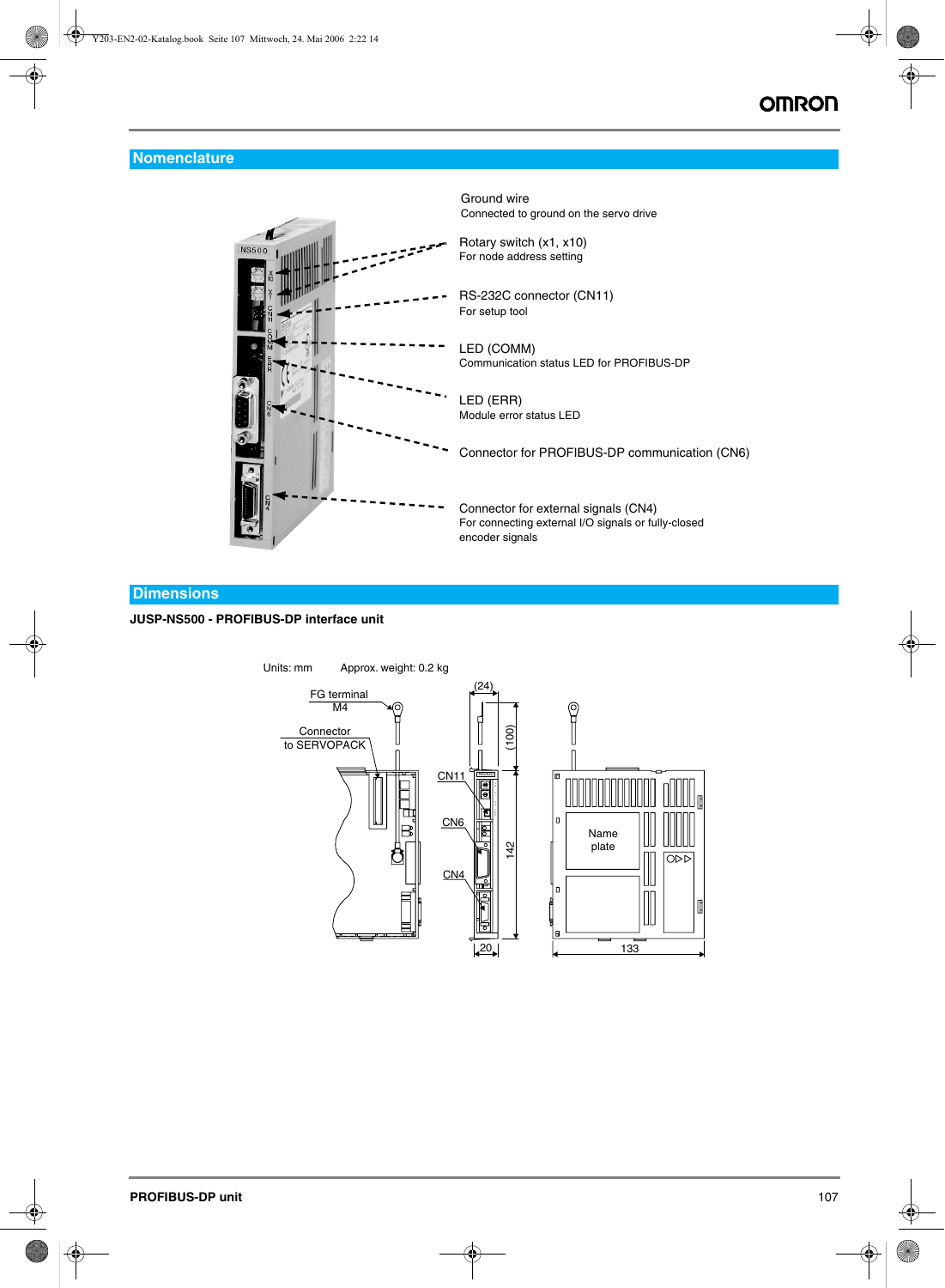## Nomenclature

Ground wire
Connected to ground on the servo drive

Rotary switch (x1, x10)
For node address setting

RS-232C connector (CN11)
For setup tool

LED (COMM)
Communication status LED for PROFIBUS-DP

LED (ERR)
Module error status LED

Connector for PROFIBUS-DP communication (CN6)

Connector for external signals (CN4)
For connecting external I/O signals or fully-closed encoder signals

## Dimensions

**JUSP-NS500 - PROFIBUS-DP interface unit**

Units: mm   Approx. weight: 0.2 kg

FG terminal
M4

Connector
to SERVOPACK

(24)

(100)

CN11

CN6

CN4

142

20

Name
plate

133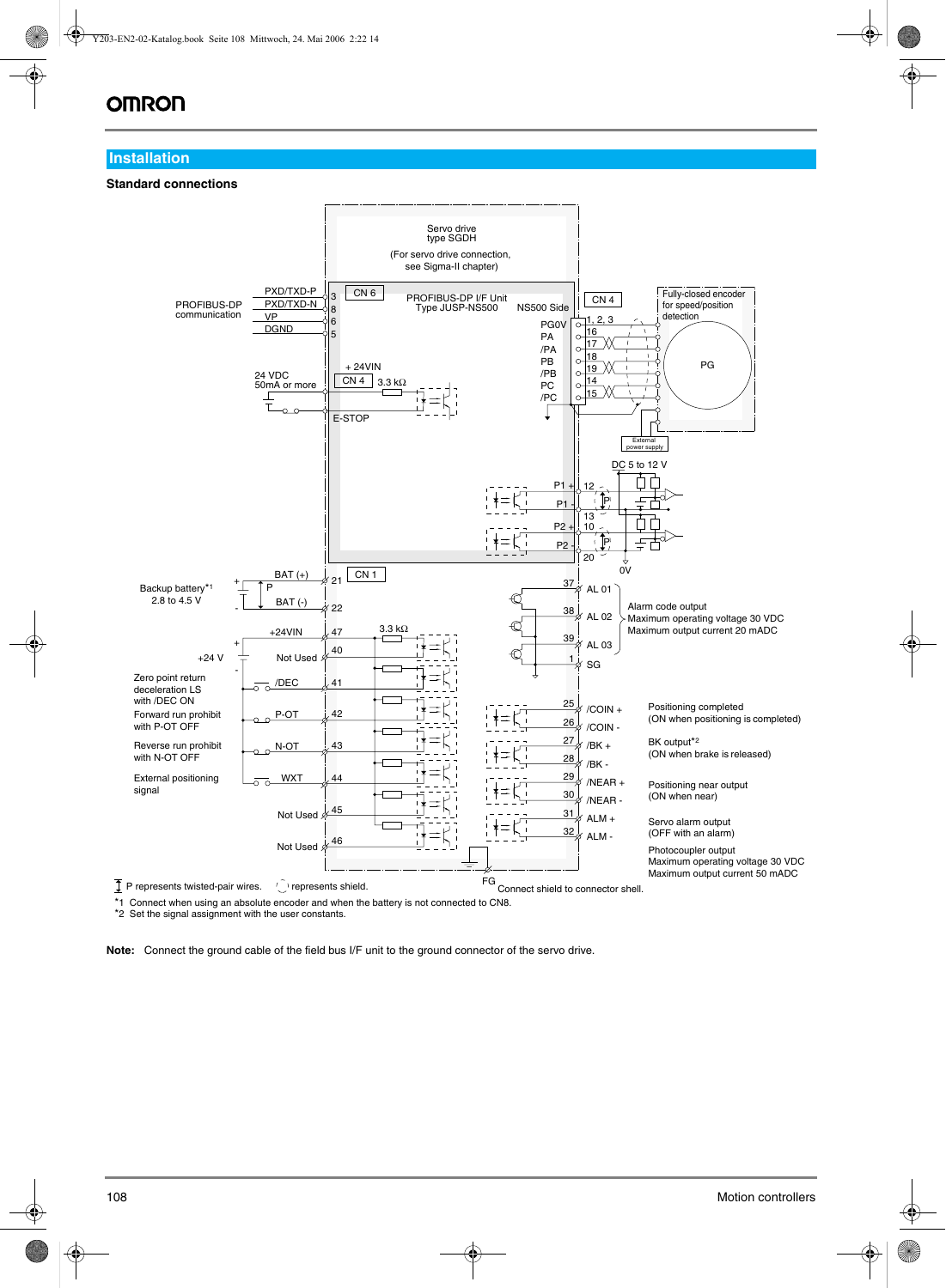## Installation

### Standard connections

Servo drive type SGDH

(For servo drive connection, see Sigma-II chapter)

PROFIBUS-DP I/F Unit Type JUSP-NS500

NS500 Side

PROFIBUS-DP communication

PXD/TXD-P 3
PXD/TXD-N 8
VP 6
DGND 5

CN 6

CN 4

PG0V 1, 2, 3
PA 16
/PA 17
PB 18
/PB 19
PC 14
/PC 15

Fully-closed encoder for speed/position detection

PG

External power supply

24 VDC 50mA or more

+ 24VIN

CN 4 3.3 kΩ

E-STOP

DC 5 to 12 V

P1 + 12
P1 - 13
P2 + 10
P2 - 20

0V

CN 1

Backup battery*1 2.8 to 4.5 V

BAT (+) 21
BAT (-) 22

+24VIN 47 3.3 kΩ

+24 V

Not Used 40

Zero point return deceleration LS with /DEC ON — /DEC 41

Forward run prohibit with P-OT OFF — P-OT 42

Reverse run prohibit with N-OT OFF — N-OT 43

External positioning signal — WXT 44

Not Used 45

Not Used 46

37 AL 01
38 AL 02
39 AL 03
1 SG

Alarm code output
Maximum operating voltage 30 VDC
Maximum output current 20 mADC

25 /COIN +
26 /COIN -

Positioning completed (ON when positioning is completed)

27 /BK +
28 /BK -

BK output*2 (ON when brake is released)

29 /NEAR +
30 /NEAR -

Positioning near output (ON when near)

31 ALM +
32 ALM -

Servo alarm output (OFF with an alarm)

Photocoupler output
Maximum operating voltage 30 VDC
Maximum output current 50 mADC

FG Connect shield to connector shell.

P represents twisted-pair wires. represents shield.

*1 Connect when using an absolute encoder and when the battery is not connected to CN8.
*2 Set the signal assignment with the user constants.

**Note:** Connect the ground cable of the field bus I/F unit to the ground connector of the servo drive.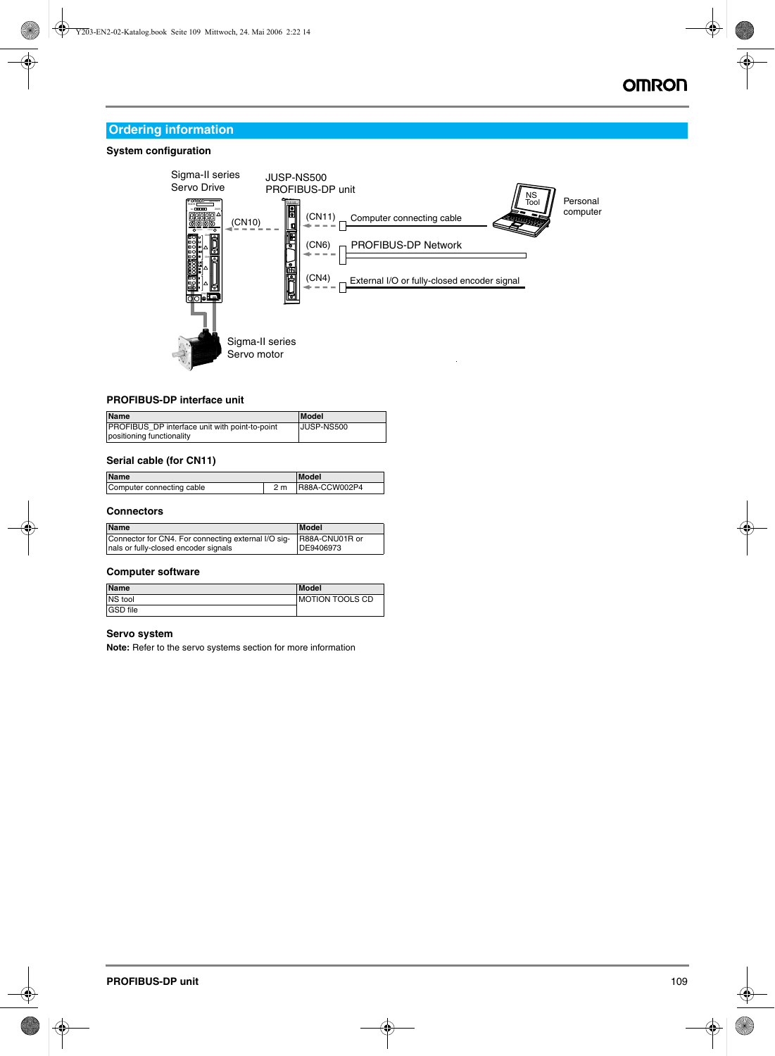## Ordering information

### System configuration

Sigma-II series Servo Drive

JUSP-NS500 PROFIBUS-DP unit

(CN10)

(CN11) Computer connecting cable

(CN6) PROFIBUS-DP Network

(CN4) External I/O or fully-closed encoder signal

NS Tool

Personal computer

Sigma-II series Servo motor

### PROFIBUS-DP interface unit

| Name | Model |
|---|---|
| PROFIBUS_DP interface unit with point-to-point positioning functionality | JUSP-NS500 |

### Serial cable (for CN11)

| Name | | Model |
|---|---|---|
| Computer connecting cable | 2 m | R88A-CCW002P4 |

### Connectors

| Name | Model |
|---|---|
| Connector for CN4. For connecting external I/O signals or fully-closed encoder signals | R88A-CNU01R or DE9406973 |

### Computer software

| Name | Model |
|---|---|
| NS tool | MOTION TOOLS CD |
| GSD file | |

### Servo system

**Note:** Refer to the servo systems section for more information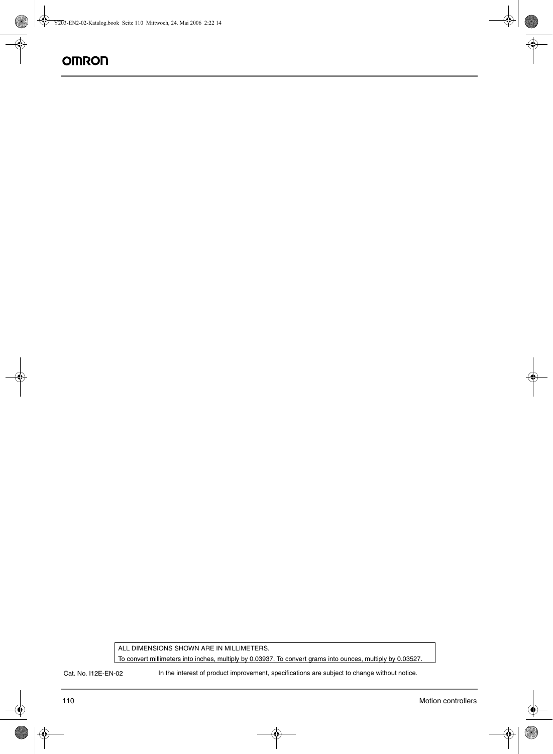ALL DIMENSIONS SHOWN ARE IN MILLIMETERS.

To convert millimeters into inches, multiply by 0.03937. To convert grams into ounces, multiply by 0.03527.

Cat. No. I12E-EN-02

In the interest of product improvement, specifications are subject to change without notice.